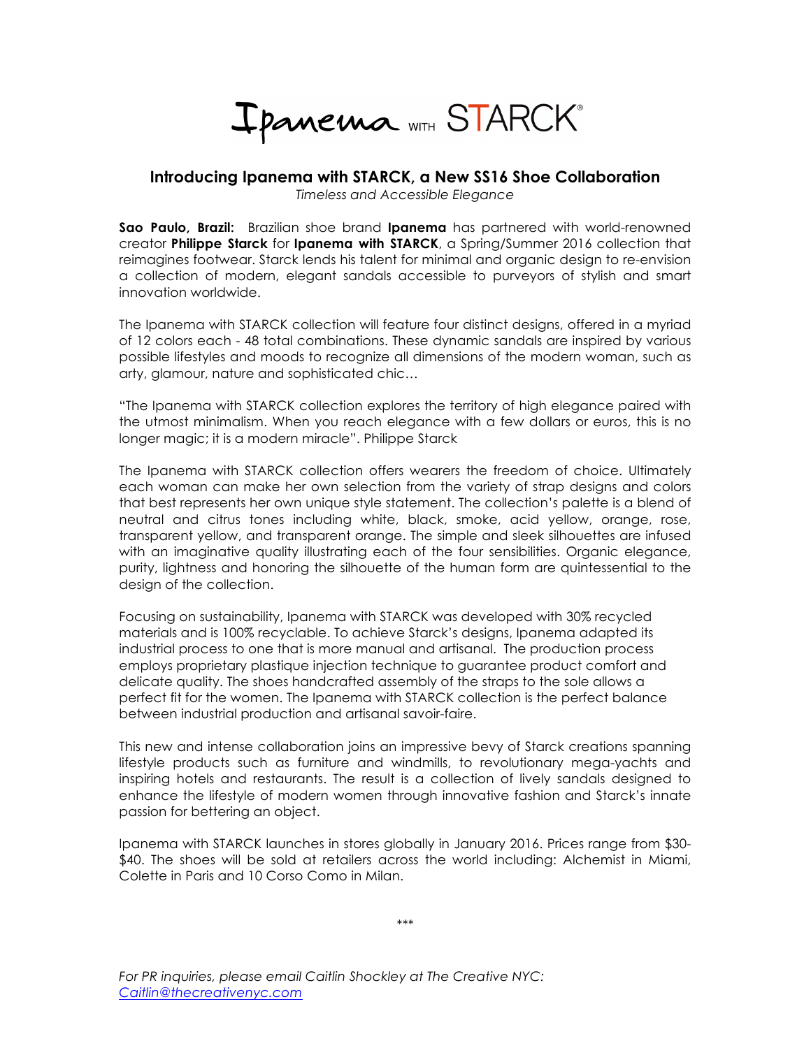Ipanema WITH STARCK®

## Introducing Ipanema with STARCK, a New SS16 Shoe Collaboration

*Timeless and Accessible Elegance*

**Sao Paulo, Brazil:** Brazilian shoe brand **Ipanema** has partnered with world-renowned creator **Philippe Starck** for **Ipanema with STARCK**, a Spring/Summer 2016 collection that reimagines footwear. Starck lends his talent for minimal and organic design to re-envision a collection of modern, elegant sandals accessible to purveyors of stylish and smart innovation worldwide.

The Ipanema with STARCK collection will feature four distinct designs, offered in a myriad of 12 colors each - 48 total combinations. These dynamic sandals are inspired by various possible lifestyles and moods to recognize all dimensions of the modern woman, such as arty, glamour, nature and sophisticated chic…

"The Ipanema with STARCK collection explores the territory of high elegance paired with the utmost minimalism. When you reach elegance with a few dollars or euros, this is no longer magic; it is a modern miracle". Philippe Starck

The Ipanema with STARCK collection offers wearers the freedom of choice. Ultimately each woman can make her own selection from the variety of strap designs and colors that best represents her own unique style statement. The collection's palette is a blend of neutral and citrus tones including white, black, smoke, acid yellow, orange, rose, transparent yellow, and transparent orange. The simple and sleek silhouettes are infused with an imaginative quality illustrating each of the four sensibilities. Organic elegance, purity, lightness and honoring the silhouette of the human form are quintessential to the design of the collection.

Focusing on sustainability, Ipanema with STARCK was developed with 30% recycled materials and is 100% recyclable. To achieve Starck's designs, Ipanema adapted its industrial process to one that is more manual and artisanal. The production process employs proprietary plastique injection technique to guarantee product comfort and delicate quality. The shoes handcrafted assembly of the straps to the sole allows a perfect fit for the women. The Ipanema with STARCK collection is the perfect balance between industrial production and artisanal savoir-faire.

This new and intense collaboration joins an impressive bevy of Starck creations spanning lifestyle products such as furniture and windmills, to revolutionary mega-yachts and inspiring hotels and restaurants. The result is a collection of lively sandals designed to enhance the lifestyle of modern women through innovative fashion and Starck's innate passion for bettering an object.

Ipanema with STARCK launches in stores globally in January 2016. Prices range from $30-$40. The shoes will be sold at retailers across the world including: Alchemist in Miami, Colette in Paris and 10 Corso Como in Milan.

***

*For PR inquiries, please email Caitlin Shockley at The Creative NYC:*
*Caitlin@thecreativenyc.com*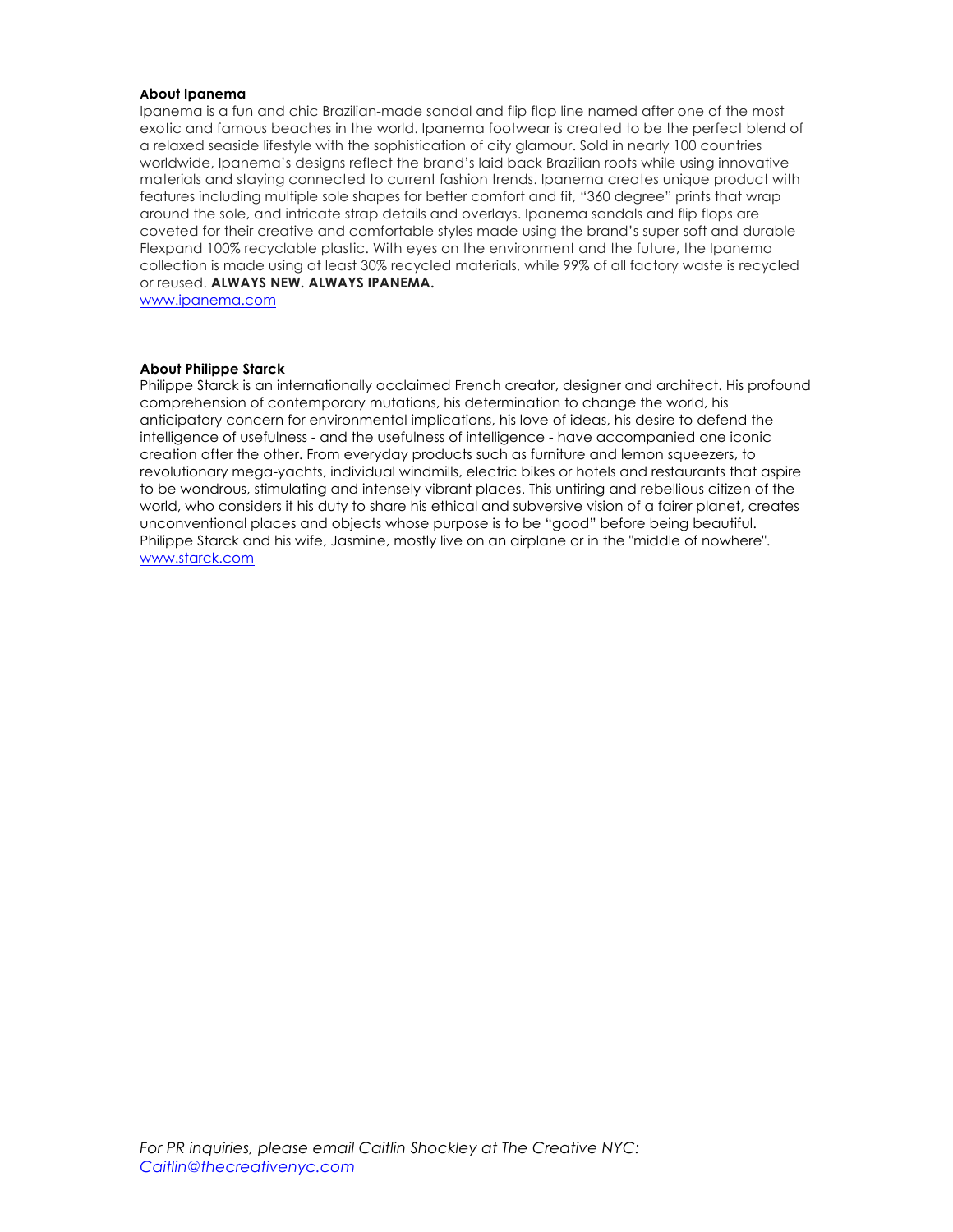**About Ipanema**

Ipanema is a fun and chic Brazilian-made sandal and flip flop line named after one of the most exotic and famous beaches in the world. Ipanema footwear is created to be the perfect blend of a relaxed seaside lifestyle with the sophistication of city glamour. Sold in nearly 100 countries worldwide, Ipanema's designs reflect the brand's laid back Brazilian roots while using innovative materials and staying connected to current fashion trends. Ipanema creates unique product with features including multiple sole shapes for better comfort and fit, "360 degree" prints that wrap around the sole, and intricate strap details and overlays. Ipanema sandals and flip flops are coveted for their creative and comfortable styles made using the brand's super soft and durable Flexpand 100% recyclable plastic. With eyes on the environment and the future, the Ipanema collection is made using at least 30% recycled materials, while 99% of all factory waste is recycled or reused. **ALWAYS NEW. ALWAYS IPANEMA.**

[www.ipanema.com](http://www.ipanema.com)

**About Philippe Starck**

Philippe Starck is an internationally acclaimed French creator, designer and architect. His profound comprehension of contemporary mutations, his determination to change the world, his anticipatory concern for environmental implications, his love of ideas, his desire to defend the intelligence of usefulness - and the usefulness of intelligence - have accompanied one iconic creation after the other. From everyday products such as furniture and lemon squeezers, to revolutionary mega-yachts, individual windmills, electric bikes or hotels and restaurants that aspire to be wondrous, stimulating and intensely vibrant places. This untiring and rebellious citizen of the world, who considers it his duty to share his ethical and subversive vision of a fairer planet, creates unconventional places and objects whose purpose is to be "good" before being beautiful. Philippe Starck and his wife, Jasmine, mostly live on an airplane or in the "middle of nowhere".

[www.starck.com](http://www.starck.com)

*For PR inquiries, please email Caitlin Shockley at The Creative NYC: [Caitlin@thecreativenyc.com](mailto:Caitlin@thecreativenyc.com)*